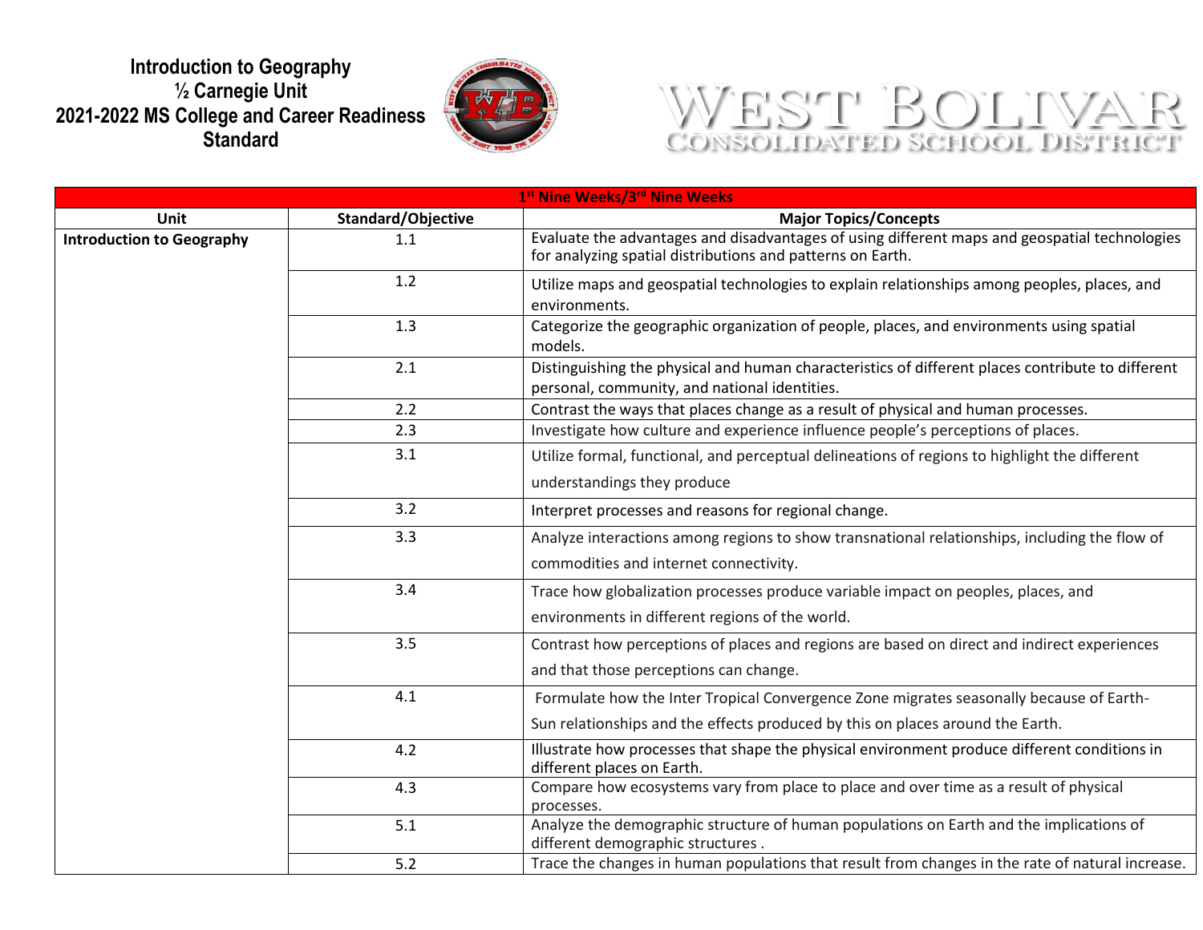# Introduction to Geography
## ½ Carnegie Unit
## 2021-2022 MS College and Career Readiness Standard

WEST BOLIVAR
CONSOLIDATED SCHOOL DISTRICT

| 1st Nine Weeks/3rd Nine Weeks | | |
|---|---|---|
| **Unit** | **Standard/Objective** | **Major Topics/Concepts** |
| **Introduction to Geography** | 1.1 | Evaluate the advantages and disadvantages of using different maps and geospatial technologies for analyzing spatial distributions and patterns on Earth. |
| | 1.2 | Utilize maps and geospatial technologies to explain relationships among peoples, places, and environments. |
| | 1.3 | Categorize the geographic organization of people, places, and environments using spatial models. |
| | 2.1 | Distinguishing the physical and human characteristics of different places contribute to different personal, community, and national identities. |
| | 2.2 | Contrast the ways that places change as a result of physical and human processes. |
| | 2.3 | Investigate how culture and experience influence people's perceptions of places. |
| | 3.1 | Utilize formal, functional, and perceptual delineations of regions to highlight the different understandings they produce |
| | 3.2 | Interpret processes and reasons for regional change. |
| | 3.3 | Analyze interactions among regions to show transnational relationships, including the flow of commodities and internet connectivity. |
| | 3.4 | Trace how globalization processes produce variable impact on peoples, places, and environments in different regions of the world. |
| | 3.5 | Contrast how perceptions of places and regions are based on direct and indirect experiences and that those perceptions can change. |
| | 4.1 | Formulate how the Inter Tropical Convergence Zone migrates seasonally because of Earth-Sun relationships and the effects produced by this on places around the Earth. |
| | 4.2 | Illustrate how processes that shape the physical environment produce different conditions in different places on Earth. |
| | 4.3 | Compare how ecosystems vary from place to place and over time as a result of physical processes. |
| | 5.1 | Analyze the demographic structure of human populations on Earth and the implications of different demographic structures . |
| | 5.2 | Trace the changes in human populations that result from changes in the rate of natural increase. |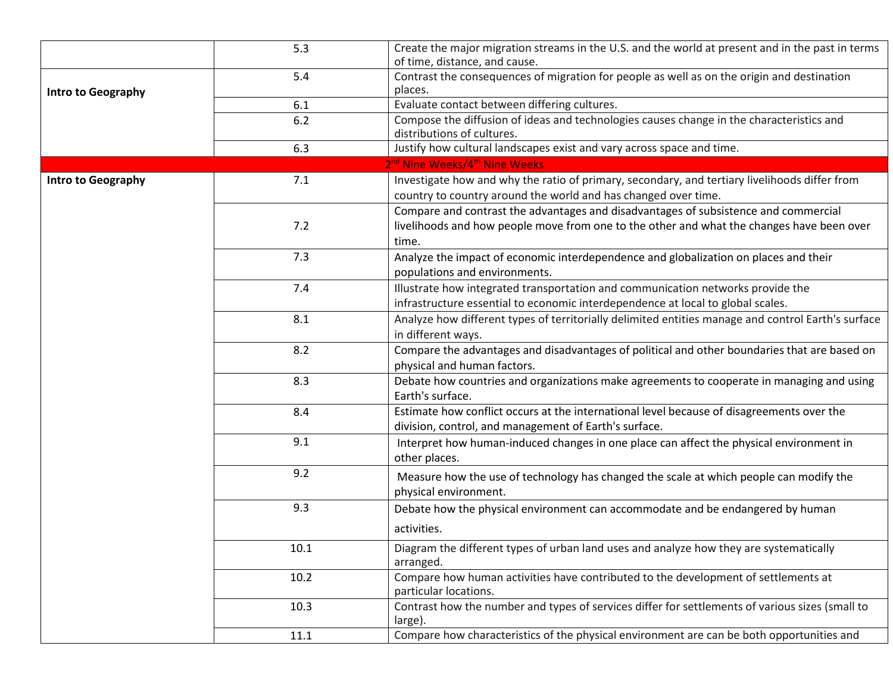| | | |
|---|---|---|
| | 5.3 | Create the major migration streams in the U.S. and the world at present and in the past in terms of time, distance, and cause. |
| **Intro to Geography** | 5.4 | Contrast the consequences of migration for people as well as on the origin and destination places. |
| | 6.1 | Evaluate contact between differing cultures. |
| | 6.2 | Compose the diffusion of ideas and technologies causes change in the characteristics and distributions of cultures. |
| | 6.3 | Justify how cultural landscapes exist and vary across space and time. |
| | | 2nd Nine Weeks/4th Nine Weeks |
| **Intro to Geography** | 7.1 | Investigate how and why the ratio of primary, secondary, and tertiary livelihoods differ from country to country around the world and has changed over time. |
| | 7.2 | Compare and contrast the advantages and disadvantages of subsistence and commercial livelihoods and how people move from one to the other and what the changes have been over time. |
| | 7.3 | Analyze the impact of economic interdependence and globalization on places and their populations and environments. |
| | 7.4 | Illustrate how integrated transportation and communication networks provide the infrastructure essential to economic interdependence at local to global scales. |
| | 8.1 | Analyze how different types of territorially delimited entities manage and control Earth's surface in different ways. |
| | 8.2 | Compare the advantages and disadvantages of political and other boundaries that are based on physical and human factors. |
| | 8.3 | Debate how countries and organizations make agreements to cooperate in managing and using Earth's surface. |
| | 8.4 | Estimate how conflict occurs at the international level because of disagreements over the division, control, and management of Earth's surface. |
| | 9.1 | Interpret how human-induced changes in one place can affect the physical environment in other places. |
| | 9.2 | Measure how the use of technology has changed the scale at which people can modify the physical environment. |
| | 9.3 | Debate how the physical environment can accommodate and be endangered by human activities. |
| | 10.1 | Diagram the different types of urban land uses and analyze how they are systematically arranged. |
| | 10.2 | Compare how human activities have contributed to the development of settlements at particular locations. |
| | 10.3 | Contrast how the number and types of services differ for settlements of various sizes (small to large). |
| | 11.1 | Compare how characteristics of the physical environment are can be both opportunities and |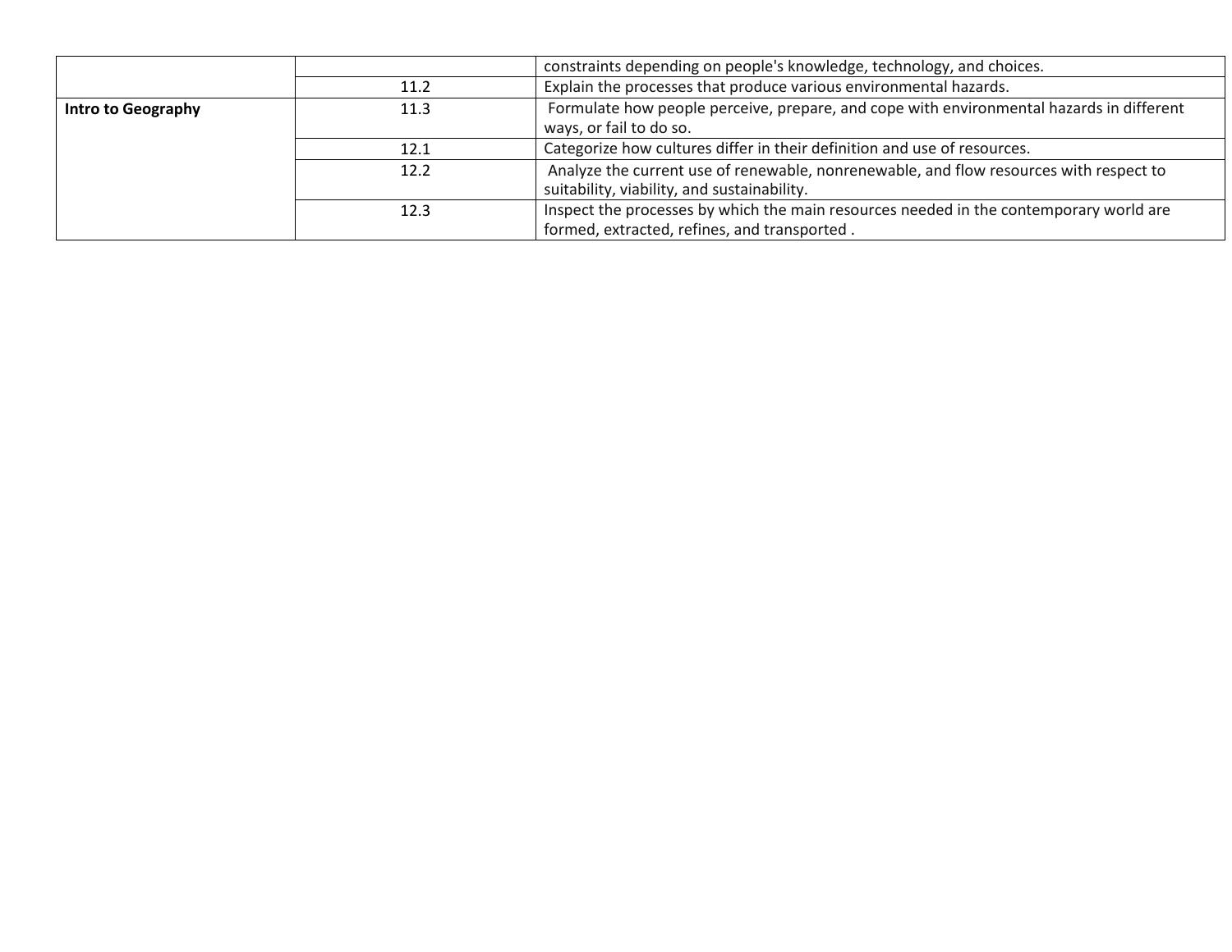| | | |
|---|---|---|
| | | constraints depending on people's knowledge, technology, and choices. |
| | 11.2 | Explain the processes that produce various environmental hazards. |
| **Intro to Geography** | 11.3 | Formulate how people perceive, prepare, and cope with environmental hazards in different ways, or fail to do so. |
| | 12.1 | Categorize how cultures differ in their definition and use of resources. |
| | 12.2 | Analyze the current use of renewable, nonrenewable, and flow resources with respect to suitability, viability, and sustainability. |
| | 12.3 | Inspect the processes by which the main resources needed in the contemporary world are formed, extracted, refines, and transported . |